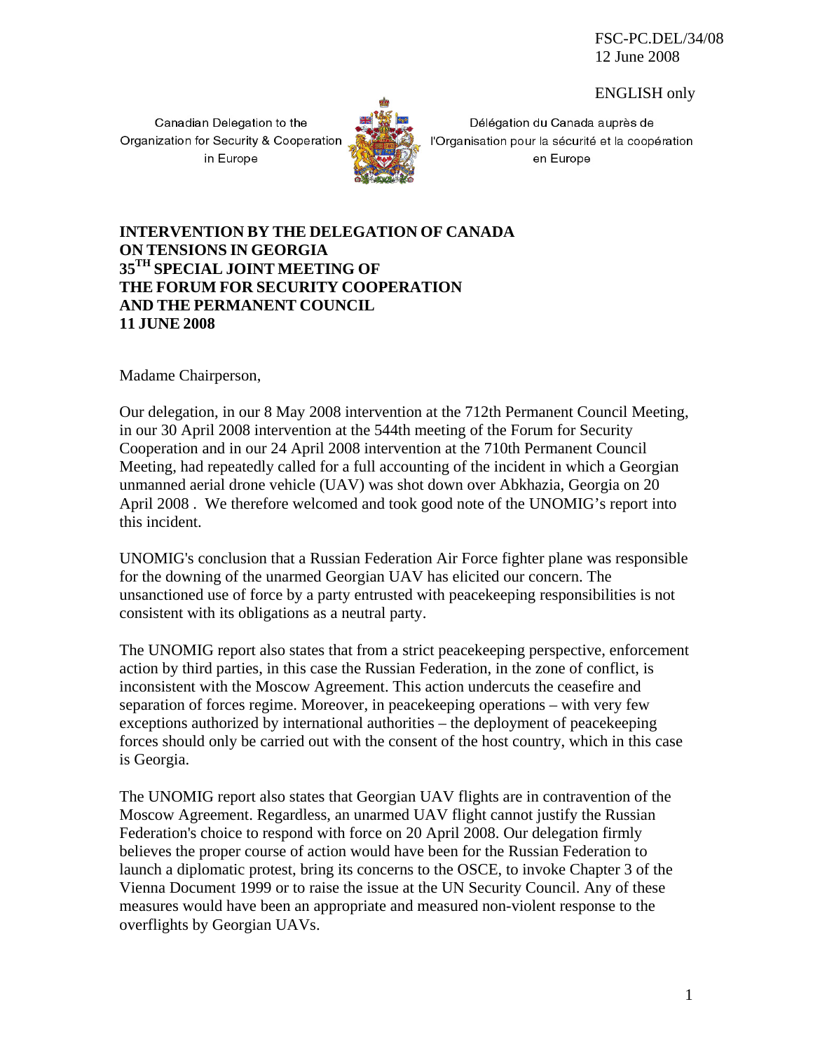FSC-PC.DEL/34/08
12 June 2008

ENGLISH only

Canadian Delegation to the Organization for Security & Cooperation in Europe

Délégation du Canada auprès de l'Organisation pour la sécurité et la coopération en Europe

**INTERVENTION BY THE DELEGATION OF CANADA ON TENSIONS IN GEORGIA**
**35TH SPECIAL JOINT MEETING OF THE FORUM FOR SECURITY COOPERATION AND THE PERMANENT COUNCIL**
**11 JUNE 2008**

Madame Chairperson,

Our delegation, in our 8 May 2008 intervention at the 712th Permanent Council Meeting, in our 30 April 2008 intervention at the 544th meeting of the Forum for Security Cooperation and in our 24 April 2008 intervention at the 710th Permanent Council Meeting, had repeatedly called for a full accounting of the incident in which a Georgian unmanned aerial drone vehicle (UAV) was shot down over Abkhazia, Georgia on 20 April 2008 . We therefore welcomed and took good note of the UNOMIG's report into this incident.

UNOMIG's conclusion that a Russian Federation Air Force fighter plane was responsible for the downing of the unarmed Georgian UAV has elicited our concern. The unsanctioned use of force by a party entrusted with peacekeeping responsibilities is not consistent with its obligations as a neutral party.

The UNOMIG report also states that from a strict peacekeeping perspective, enforcement action by third parties, in this case the Russian Federation, in the zone of conflict, is inconsistent with the Moscow Agreement. This action undercuts the ceasefire and separation of forces regime. Moreover, in peacekeeping operations – with very few exceptions authorized by international authorities – the deployment of peacekeeping forces should only be carried out with the consent of the host country, which in this case is Georgia.

The UNOMIG report also states that Georgian UAV flights are in contravention of the Moscow Agreement. Regardless, an unarmed UAV flight cannot justify the Russian Federation's choice to respond with force on 20 April 2008. Our delegation firmly believes the proper course of action would have been for the Russian Federation to launch a diplomatic protest, bring its concerns to the OSCE, to invoke Chapter 3 of the Vienna Document 1999 or to raise the issue at the UN Security Council. Any of these measures would have been an appropriate and measured non-violent response to the overflights by Georgian UAVs.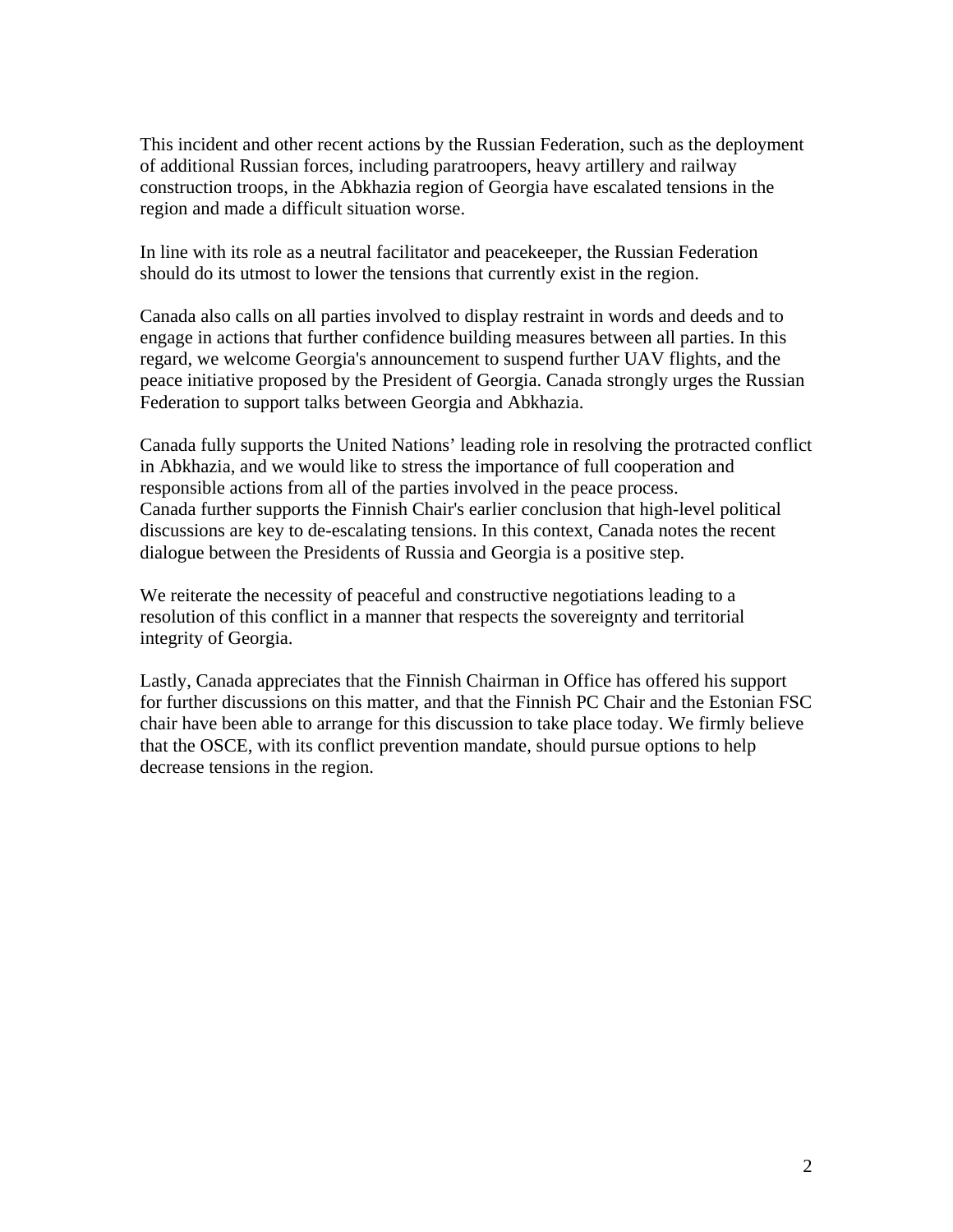This incident and other recent actions by the Russian Federation, such as the deployment of additional Russian forces, including paratroopers, heavy artillery and railway construction troops, in the Abkhazia region of Georgia have escalated tensions in the region and made a difficult situation worse.

In line with its role as a neutral facilitator and peacekeeper, the Russian Federation should do its utmost to lower the tensions that currently exist in the region.

Canada also calls on all parties involved to display restraint in words and deeds and to engage in actions that further confidence building measures between all parties. In this regard, we welcome Georgia's announcement to suspend further UAV flights, and the peace initiative proposed by the President of Georgia. Canada strongly urges the Russian Federation to support talks between Georgia and Abkhazia.

Canada fully supports the United Nations' leading role in resolving the protracted conflict in Abkhazia, and we would like to stress the importance of full cooperation and responsible actions from all of the parties involved in the peace process.
Canada further supports the Finnish Chair's earlier conclusion that high-level political discussions are key to de-escalating tensions. In this context, Canada notes the recent dialogue between the Presidents of Russia and Georgia is a positive step.

We reiterate the necessity of peaceful and constructive negotiations leading to a resolution of this conflict in a manner that respects the sovereignty and territorial integrity of Georgia.

Lastly, Canada appreciates that the Finnish Chairman in Office has offered his support for further discussions on this matter, and that the Finnish PC Chair and the Estonian FSC chair have been able to arrange for this discussion to take place today. We firmly believe that the OSCE, with its conflict prevention mandate, should pursue options to help decrease tensions in the region.